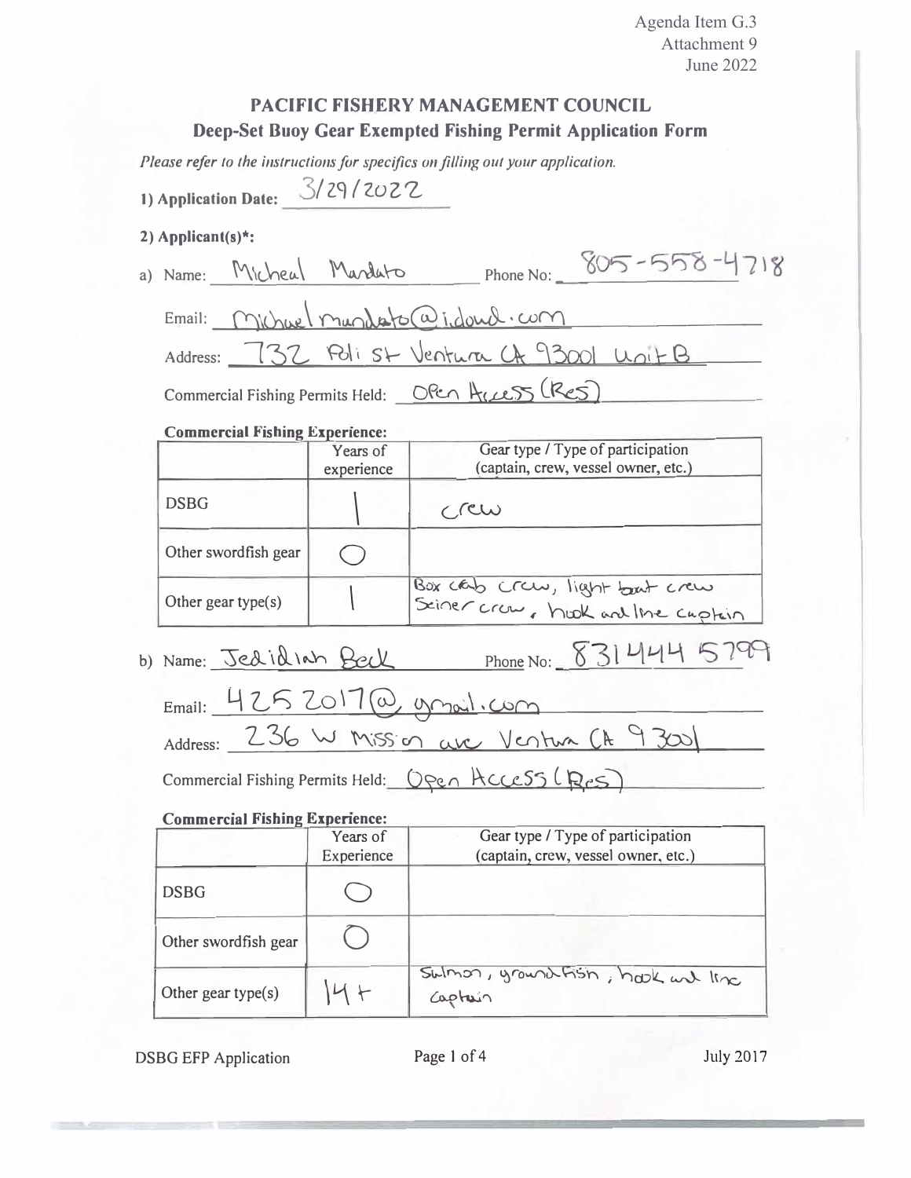Agenda Item G.3
Attachment 9
June 2022

## PACIFIC FISHERY MANAGEMENT COUNCIL
## Deep-Set Buoy Gear Exempted Fishing Permit Application Form

*Please refer to the instructions for specifics on filling out your application.*

**1) Application Date:** 3/29/2022

**2) Applicant(s)*:**

a) Name: Micheal Mandato Phone No: 805-558-4718

Email: Michael mandato@icloud.com

Address: 732 Poli St Ventura CA 93001 Unit B

Commercial Fishing Permits Held: Open Access (Res)

**Commercial Fishing Experience:**

| | Years of experience | Gear type / Type of participation (captain, crew, vessel owner, etc.) |
|---|---|---|
| DSBG | 1 | crew |
| Other swordfish gear | 0 | |
| Other gear type(s) | 1 | Box crab crew, light boat crew Seiner crew, hook and line captain |

b) Name: Jedidiah Beck Phone No: 831 444 5799

Email: 4252017@gmail.com

Address: 236 W Mission ave Ventura CA 93001

Commercial Fishing Permits Held: Open Access (Res)

**Commercial Fishing Experience:**

| | Years of Experience | Gear type / Type of participation (captain, crew, vessel owner, etc.) |
|---|---|---|
| DSBG | 0 | |
| Other swordfish gear | 0 | |
| Other gear type(s) | 14+ | Salmon, groundfish, hook and line captain |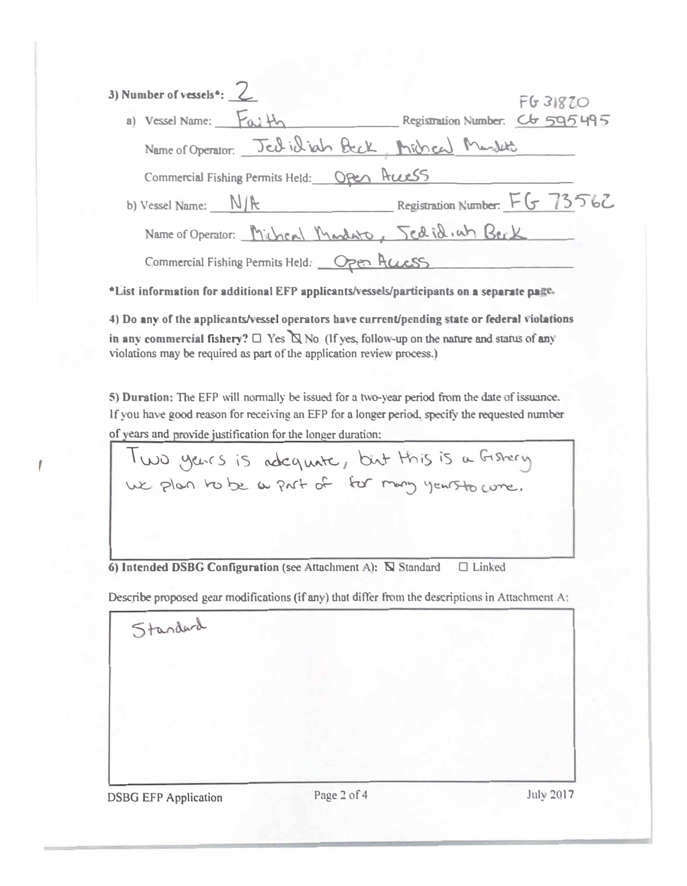3) Number of vessels*: 2

a) Vessel Name: Faith  Registration Number: CG 595495 FG 31820

Name of Operator: Jedidiah Beck, Micheal Mandato

Commercial Fishing Permits Held: Open Access

b) Vessel Name: N/A  Registration Number: FG 73562

Name of Operator: Micheal Mandato, Jedidiah Beck

Commercial Fishing Permits Held: Open Access

**\*List information for additional EFP applicants/vessels/participants on a separate page.**

**4) Do any of the applicants/vessel operators have current/pending state or federal violations in any commercial fishery?** ☐ Yes ☒ No (If yes, follow-up on the nature and status of any violations may be required as part of the application review process.)

**5) Duration:** The EFP will normally be issued for a two-year period from the date of issuance. If you have good reason for receiving an EFP for a longer period, specify the requested number of years and provide justification for the longer duration:

Two years is adequate, but this is a fishery we plan to be a part of for many years to come.

**6) Intended DSBG Configuration** (see Attachment A): ☒ Standard ☐ Linked

Describe proposed gear modifications (if any) that differ from the descriptions in Attachment A:

Standard

DSBG EFP Application  July 2017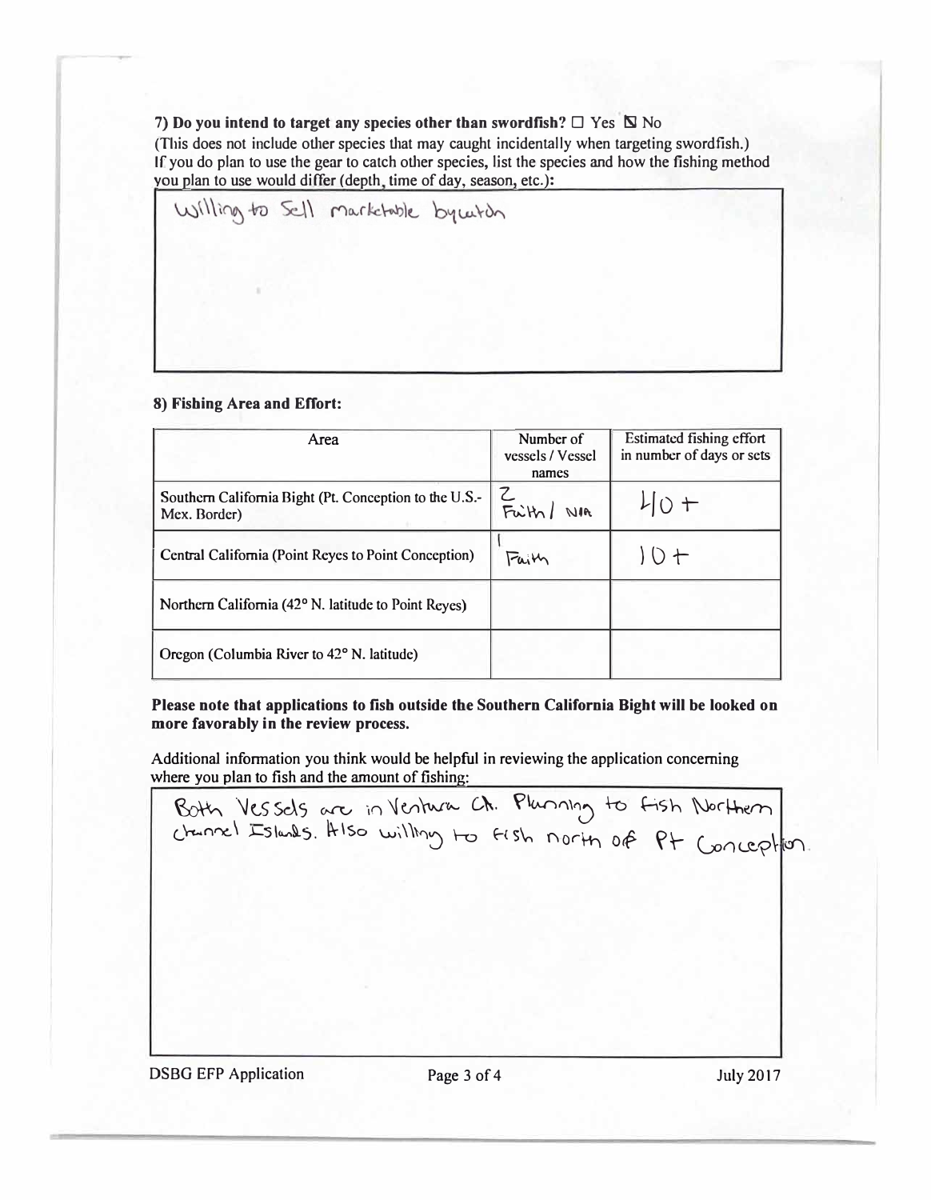**7) Do you intend to target any species other than swordfish?** ☐ Yes ☒ No

(This does not include other species that may caught incidentally when targeting swordfish.)
If you do plan to use the gear to catch other species, list the species and how the fishing method you plan to use would differ (depth, time of day, season, etc.):

Willing to Sell marketable bycatch

**8) Fishing Area and Effort:**

| Area | Number of vessels / Vessel names | Estimated fishing effort in number of days or sets |
|---|---|---|
| Southern California Bight (Pt. Conception to the U.S.-Mex. Border) | 2 Faith / NIA | 40 + |
| Central California (Point Reyes to Point Conception) | 1 Faith | 10 + |
| Northern California (42° N. latitude to Point Reyes) | | |
| Oregon (Columbia River to 42° N. latitude) | | |

**Please note that applications to fish outside the Southern California Bight will be looked on more favorably in the review process.**

Additional information you think would be helpful in reviewing the application concerning where you plan to fish and the amount of fishing:

Both Vessels are in Ventura Ch. Planning to fish Northern channel Islands. Also willing to fish north of Pt Conception.

DSBG EFP Application July 2017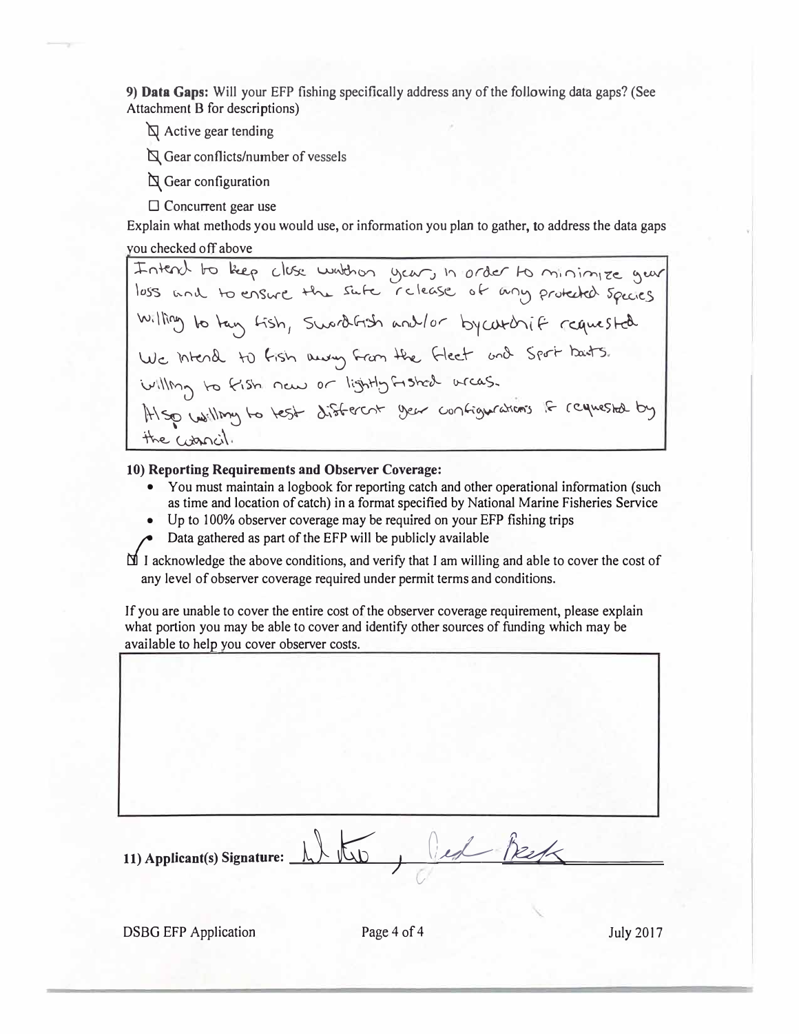**9) Data Gaps:** Will your EFP fishing specifically address any of the following data gaps? (See Attachment B for descriptions)

- ☒ Active gear tending
- ☒ Gear conflicts/number of vessels
- ☒ Gear configuration
- ☐ Concurrent gear use

Explain what methods you would use, or information you plan to gather, to address the data gaps you checked off above

> Intend to keep close watch on gear, in order to minimize gear loss and to ensure the safe release of any protected species
> Willing to tag fish, swordfish and/or bycatch if requested
> We intend to fish away from the fleet and sport boats.
> Willing to fish new or lightly fished areas.
> Also willing to test different gear configurations if requested by the council.

**10) Reporting Requirements and Observer Coverage:**

- You must maintain a logbook for reporting catch and other operational information (such as time and location of catch) in a format specified by National Marine Fisheries Service
- Up to 100% observer coverage may be required on your EFP fishing trips
- Data gathered as part of the EFP will be publicly available

☒ I acknowledge the above conditions, and verify that I am willing and able to cover the cost of any level of observer coverage required under permit terms and conditions.

If you are unable to cover the entire cost of the observer coverage requirement, please explain what portion you may be able to cover and identify other sources of funding which may be available to help you cover observer costs.

**11) Applicant(s) Signature:** [signatures]

DSBG EFP Application July 2017